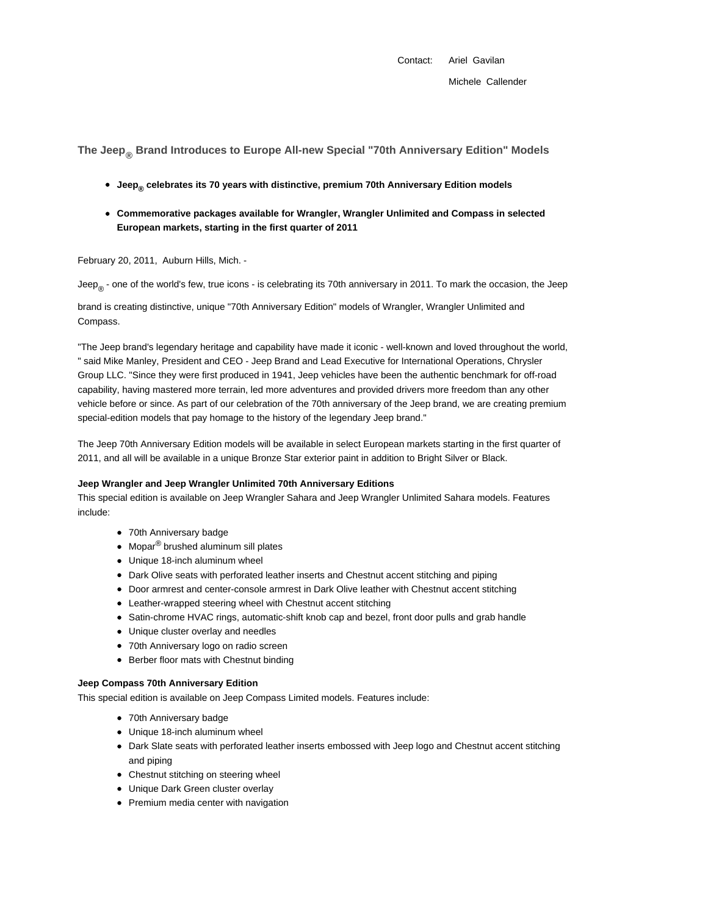Contact: Ariel Gavilan

Michele Callender

## The Jeep® Brand Introduces to Europe All-new Special "70th Anniversary Edition" Models

- **Jeep® celebrates its 70 years with distinctive, premium 70th Anniversary Edition models**
- **Commemorative packages available for Wrangler, Wrangler Unlimited and Compass in selected European markets, starting in the first quarter of 2011**

February 20, 2011, Auburn Hills, Mich. -

Jeep® - one of the world's few, true icons - is celebrating its 70th anniversary in 2011. To mark the occasion, the Jeep brand is creating distinctive, unique "70th Anniversary Edition" models of Wrangler, Wrangler Unlimited and Compass.

"The Jeep brand's legendary heritage and capability have made it iconic - well-known and loved throughout the world, " said Mike Manley, President and CEO - Jeep Brand and Lead Executive for International Operations, Chrysler Group LLC. "Since they were first produced in 1941, Jeep vehicles have been the authentic benchmark for off-road capability, having mastered more terrain, led more adventures and provided drivers more freedom than any other vehicle before or since. As part of our celebration of the 70th anniversary of the Jeep brand, we are creating premium special-edition models that pay homage to the history of the legendary Jeep brand."

The Jeep 70th Anniversary Edition models will be available in select European markets starting in the first quarter of 2011, and all will be available in a unique Bronze Star exterior paint in addition to Bright Silver or Black.

**Jeep Wrangler and Jeep Wrangler Unlimited 70th Anniversary Editions**

This special edition is available on Jeep Wrangler Sahara and Jeep Wrangler Unlimited Sahara models. Features include:

- 70th Anniversary badge
- Mopar® brushed aluminum sill plates
- Unique 18-inch aluminum wheel
- Dark Olive seats with perforated leather inserts and Chestnut accent stitching and piping
- Door armrest and center-console armrest in Dark Olive leather with Chestnut accent stitching
- Leather-wrapped steering wheel with Chestnut accent stitching
- Satin-chrome HVAC rings, automatic-shift knob cap and bezel, front door pulls and grab handle
- Unique cluster overlay and needles
- 70th Anniversary logo on radio screen
- Berber floor mats with Chestnut binding

**Jeep Compass 70th Anniversary Edition**

This special edition is available on Jeep Compass Limited models. Features include:

- 70th Anniversary badge
- Unique 18-inch aluminum wheel
- Dark Slate seats with perforated leather inserts embossed with Jeep logo and Chestnut accent stitching and piping
- Chestnut stitching on steering wheel
- Unique Dark Green cluster overlay
- Premium media center with navigation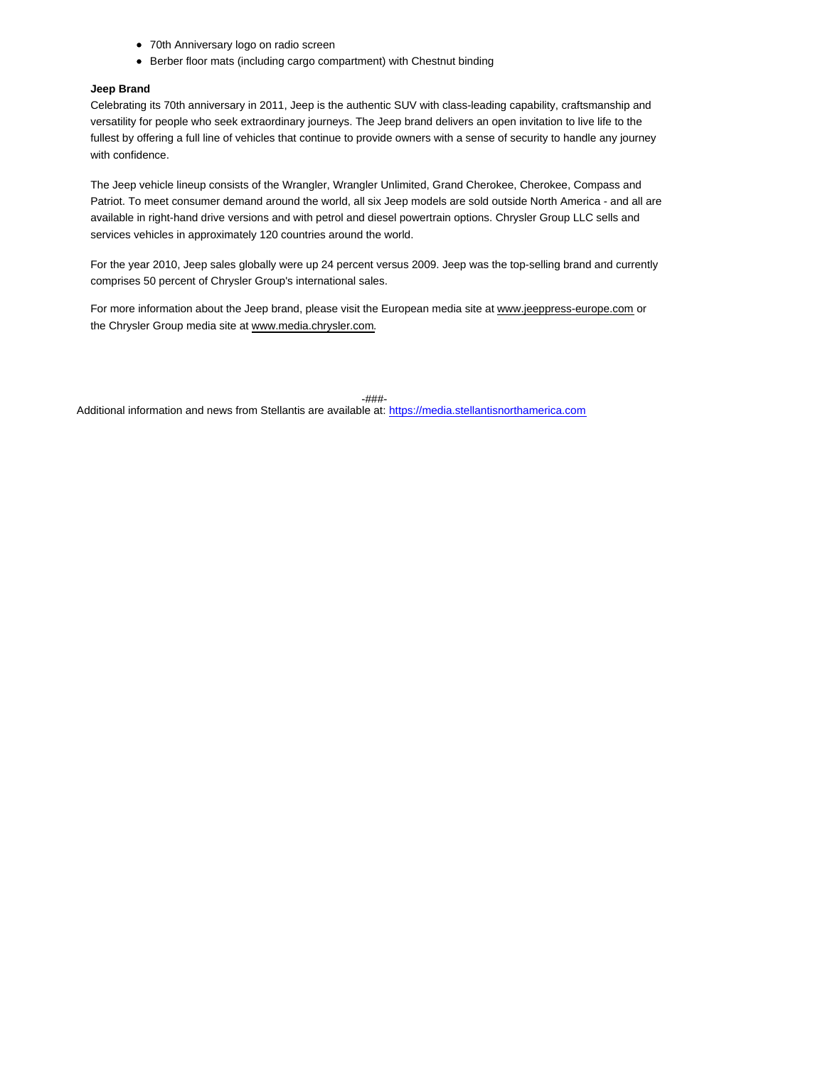- 70th Anniversary logo on radio screen
- Berber floor mats (including cargo compartment) with Chestnut binding

**Jeep Brand**

Celebrating its 70th anniversary in 2011, Jeep is the authentic SUV with class-leading capability, craftsmanship and versatility for people who seek extraordinary journeys. The Jeep brand delivers an open invitation to live life to the fullest by offering a full line of vehicles that continue to provide owners with a sense of security to handle any journey with confidence.

The Jeep vehicle lineup consists of the Wrangler, Wrangler Unlimited, Grand Cherokee, Cherokee, Compass and Patriot. To meet consumer demand around the world, all six Jeep models are sold outside North America - and all are available in right-hand drive versions and with petrol and diesel powertrain options. Chrysler Group LLC sells and services vehicles in approximately 120 countries around the world.

For the year 2010, Jeep sales globally were up 24 percent versus 2009. Jeep was the top-selling brand and currently comprises 50 percent of Chrysler Group's international sales.

For more information about the Jeep brand, please visit the European media site at www.jeeppress-europe.com or the Chrysler Group media site at www.media.chrysler.com.

-###-

Additional information and news from Stellantis are available at: https://media.stellantisnorthamerica.com